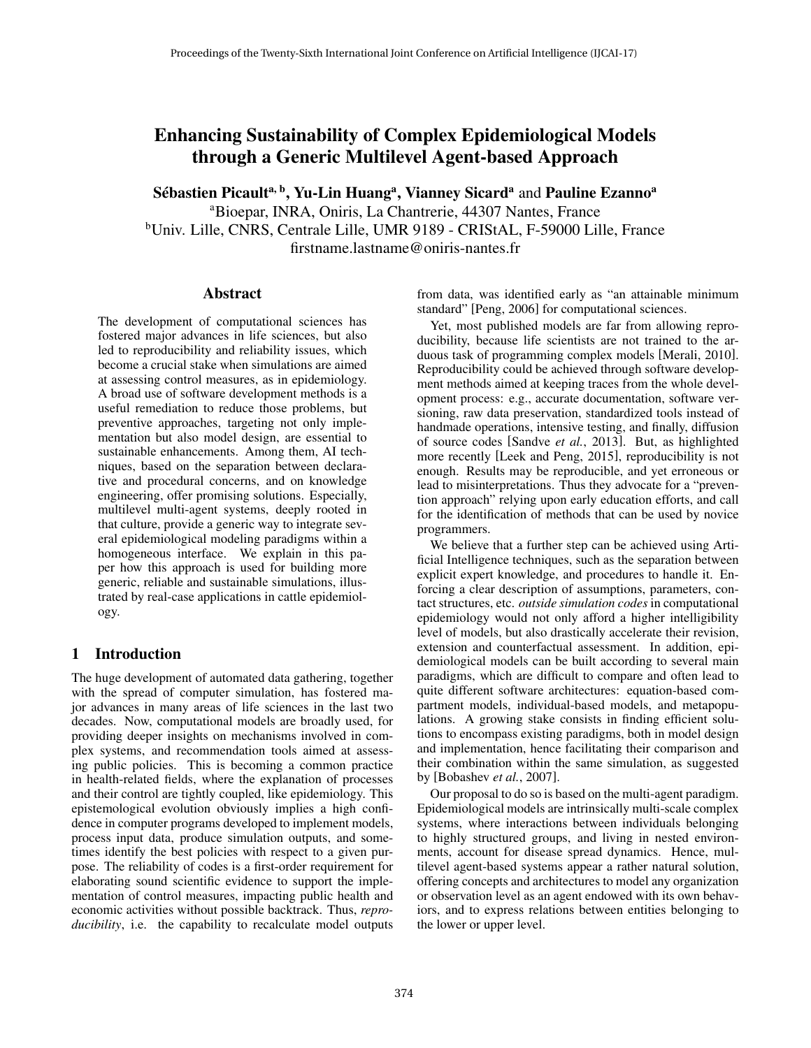# Enhancing Sustainability of Complex Epidemiological Models through a Generic Multilevel Agent-based Approach

**Sébastien Picault**[a, b], **Yu-Lin Huang**[a], **Vianney Sicard**[a] and **Pauline Ezanno**[a]

[a]Bioepar, INRA, Oniris, La Chantrerie, 44307 Nantes, France
[b]Univ. Lille, CNRS, Centrale Lille, UMR 9189 - CRIStAL, F-59000 Lille, France
firstname.lastname@oniris-nantes.fr

## Abstract

The development of computational sciences has fostered major advances in life sciences, but also led to reproducibility and reliability issues, which become a crucial stake when simulations are aimed at assessing control measures, as in epidemiology. A broad use of software development methods is a useful remediation to reduce those problems, but preventive approaches, targeting not only implementation but also model design, are essential to sustainable enhancements. Among them, AI techniques, based on the separation between declarative and procedural concerns, and on knowledge engineering, offer promising solutions. Especially, multilevel multi-agent systems, deeply rooted in that culture, provide a generic way to integrate several epidemiological modeling paradigms within a homogeneous interface. We explain in this paper how this approach is used for building more generic, reliable and sustainable simulations, illustrated by real-case applications in cattle epidemiology.

## 1 Introduction

The huge development of automated data gathering, together with the spread of computer simulation, has fostered major advances in many areas of life sciences in the last two decades. Now, computational models are broadly used, for providing deeper insights on mechanisms involved in complex systems, and recommendation tools aimed at assessing public policies. This is becoming a common practice in health-related fields, where the explanation of processes and their control are tightly coupled, like epidemiology. This epistemological evolution obviously implies a high confidence in computer programs developed to implement models, process input data, produce simulation outputs, and sometimes identify the best policies with respect to a given purpose. The reliability of codes is a first-order requirement for elaborating sound scientific evidence to support the implementation of control measures, impacting public health and economic activities without possible backtrack. Thus, *reproducibility*, i.e. the capability to recalculate model outputs from data, was identified early as "an attainable minimum standard" [Peng, 2006] for computational sciences.

Yet, most published models are far from allowing reproducibility, because life scientists are not trained to the arduous task of programming complex models [Merali, 2010]. Reproducibility could be achieved through software development methods aimed at keeping traces from the whole development process: e.g., accurate documentation, software versioning, raw data preservation, standardized tools instead of handmade operations, intensive testing, and finally, diffusion of source codes [Sandve *et al.*, 2013]. But, as highlighted more recently [Leek and Peng, 2015], reproducibility is not enough. Results may be reproducible, and yet erroneous or lead to misinterpretations. Thus they advocate for a "prevention approach" relying upon early education efforts, and call for the identification of methods that can be used by novice programmers.

We believe that a further step can be achieved using Artificial Intelligence techniques, such as the separation between explicit expert knowledge, and procedures to handle it. Enforcing a clear description of assumptions, parameters, contact structures, etc. *outside simulation codes* in computational epidemiology would not only afford a higher intelligibility level of models, but also drastically accelerate their revision, extension and counterfactual assessment. In addition, epidemiological models can be built according to several main paradigms, which are difficult to compare and often lead to quite different software architectures: equation-based compartment models, individual-based models, and metapopulations. A growing stake consists in finding efficient solutions to encompass existing paradigms, both in model design and implementation, hence facilitating their comparison and their combination within the same simulation, as suggested by [Bobashev *et al.*, 2007].

Our proposal to do so is based on the multi-agent paradigm. Epidemiological models are intrinsically multi-scale complex systems, where interactions between individuals belonging to highly structured groups, and living in nested environments, account for disease spread dynamics. Hence, multilevel agent-based systems appear a rather natural solution, offering concepts and architectures to model any organization or observation level as an agent endowed with its own behaviors, and to express relations between entities belonging to the lower or upper level.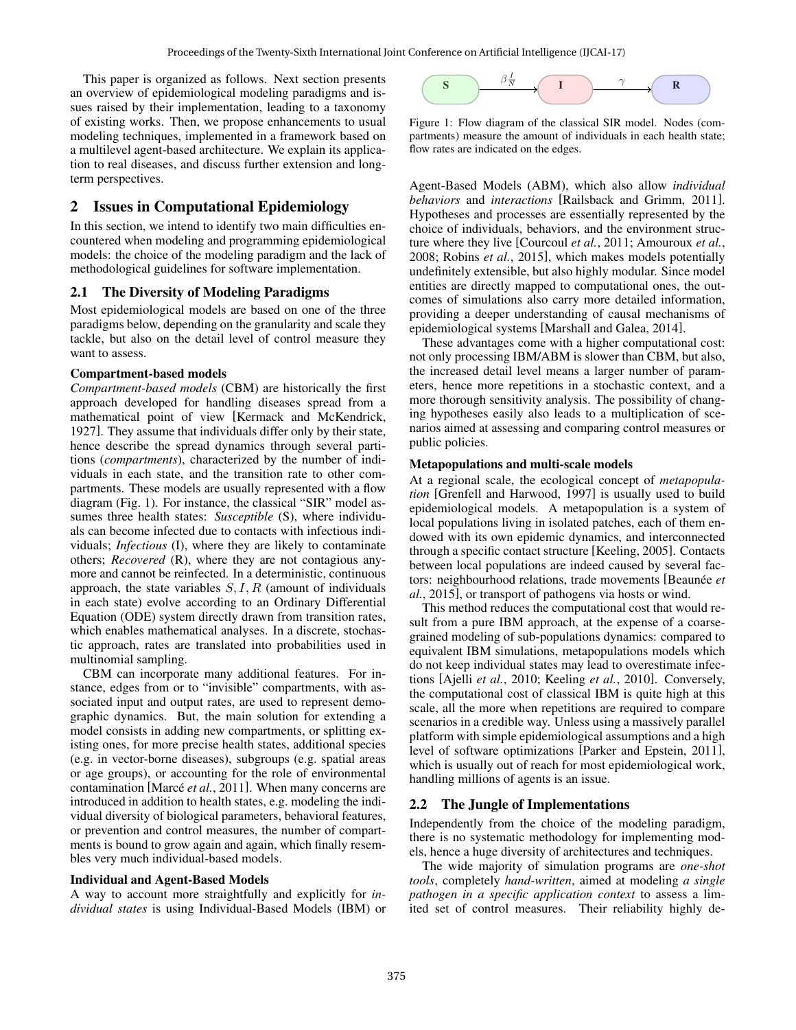This paper is organized as follows. Next section presents an overview of epidemiological modeling paradigms and issues raised by their implementation, leading to a taxonomy of existing works. Then, we propose enhancements to usual modeling techniques, implemented in a framework based on a multilevel agent-based architecture. We explain its application to real diseases, and discuss further extension and long-term perspectives.

## 2 Issues in Computational Epidemiology

In this section, we intend to identify two main difficulties encountered when modeling and programming epidemiological models: the choice of the modeling paradigm and the lack of methodological guidelines for software implementation.

### 2.1 The Diversity of Modeling Paradigms

Most epidemiological models are based on one of the three paradigms below, depending on the granularity and scale they tackle, but also on the detail level of control measure they want to assess.

**Compartment-based models**

*Compartment-based models* (CBM) are historically the first approach developed for handling diseases spread from a mathematical point of view [Kermack and McKendrick, 1927]. They assume that individuals differ only by their state, hence describe the spread dynamics through several partitions (*compartments*), characterized by the number of individuals in each state, and the transition rate to other compartments. These models are usually represented with a flow diagram (Fig. 1). For instance, the classical "SIR" model assumes three health states: *Susceptible* (S), where individuals can become infected due to contacts with infectious individuals; *Infectious* (I), where they are likely to contaminate others; *Recovered* (R), where they are not contagious anymore and cannot be reinfected. In a deterministic, continuous approach, the state variables $S, I, R$ (amount of individuals in each state) evolve according to an Ordinary Differential Equation (ODE) system directly drawn from transition rates, which enables mathematical analyses. In a discrete, stochastic approach, rates are translated into probabilities used in multinomial sampling.

CBM can incorporate many additional features. For instance, edges from or to "invisible" compartments, with associated input and output rates, are used to represent demographic dynamics. But, the main solution for extending a model consists in adding new compartments, or splitting existing ones, for more precise health states, additional species (e.g. in vector-borne diseases), subgroups (e.g. spatial areas or age groups), or accounting for the role of environmental contamination [Marcé *et al.*, 2011]. When many concerns are introduced in addition to health states, e.g. modeling the individual diversity of biological parameters, behavioral features, or prevention and control measures, the number of compartments is bound to grow again and again, which finally resembles very much individual-based models.

**Individual and Agent-Based Models**

A way to account more straightfully and explicitly for *individual states* is using Individual-Based Models (IBM) or

S $\xrightarrow{\beta \frac{I}{N}}$ I $\xrightarrow{\gamma}$ R

Figure 1: Flow diagram of the classical SIR model. Nodes (compartments) measure the amount of individuals in each health state; flow rates are indicated on the edges.

Agent-Based Models (ABM), which also allow *individual behaviors* and *interactions* [Railsback and Grimm, 2011]. Hypotheses and processes are essentially represented by the choice of individuals, behaviors, and the environment structure where they live [Courcoul *et al.*, 2011; Amouroux *et al.*, 2008; Robins *et al.*, 2015], which makes models potentially undefinitely extensible, but also highly modular. Since model entities are directly mapped to computational ones, the outcomes of simulations also carry more detailed information, providing a deeper understanding of causal mechanisms of epidemiological systems [Marshall and Galea, 2014].

These advantages come with a higher computational cost: not only processing IBM/ABM is slower than CBM, but also, the increased detail level means a larger number of parameters, hence more repetitions in a stochastic context, and a more thorough sensitivity analysis. The possibility of changing hypotheses easily also leads to a multiplication of scenarios aimed at assessing and comparing control measures or public policies.

**Metapopulations and multi-scale models**

At a regional scale, the ecological concept of *metapopulation* [Grenfell and Harwood, 1997] is usually used to build epidemiological models. A metapopulation is a system of local populations living in isolated patches, each of them endowed with its own epidemic dynamics, and interconnected through a specific contact structure [Keeling, 2005]. Contacts between local populations are indeed caused by several factors: neighbourhood relations, trade movements [Beaunée *et al.*, 2015], or transport of pathogens via hosts or wind.

This method reduces the computational cost that would result from a pure IBM approach, at the expense of a coarse-grained modeling of sub-populations dynamics: compared to equivalent IBM simulations, metapopulations models which do not keep individual states may lead to overestimate infections [Ajelli *et al.*, 2010; Keeling *et al.*, 2010]. Conversely, the computational cost of classical IBM is quite high at this scale, all the more when repetitions are required to compare scenarios in a credible way. Unless using a massively parallel platform with simple epidemiological assumptions and a high level of software optimizations [Parker and Epstein, 2011], which is usually out of reach for most epidemiological work, handling millions of agents is an issue.

### 2.2 The Jungle of Implementations

Independently from the choice of the modeling paradigm, there is no systematic methodology for implementing models, hence a huge diversity of architectures and techniques.

The wide majority of simulation programs are *one-shot tools*, completely *hand-written*, aimed at modeling *a single pathogen in a specific application context* to assess a limited set of control measures. Their reliability highly de-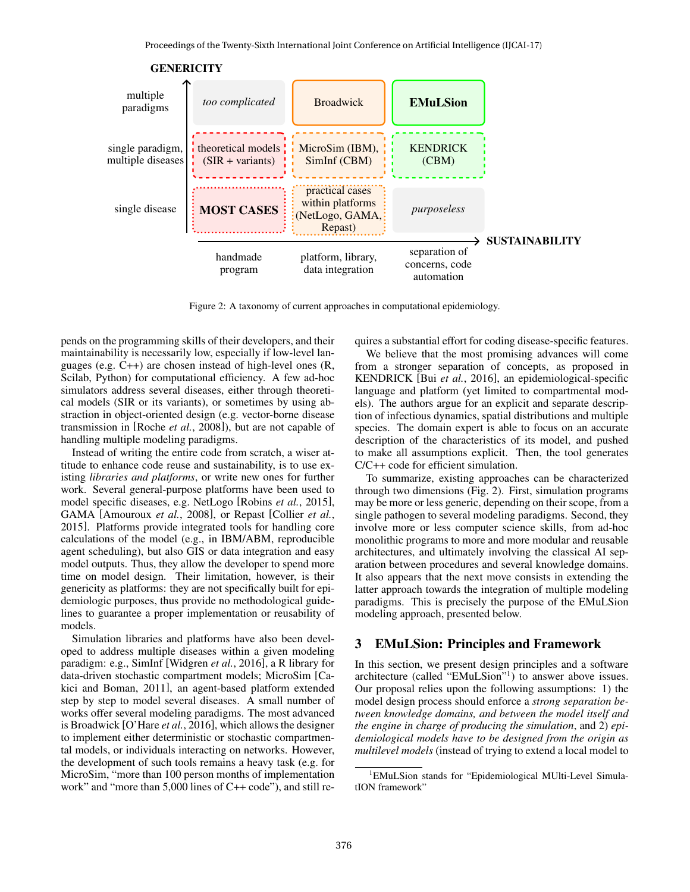| GENERICITY \ SUSTAINABILITY | handmade program | platform, library, data integration | separation of concerns, code automation |
|---|---|---|---|
| multiple paradigms | *too complicated* | Broadwick | **EMuLSion** |
| single paradigm, multiple diseases | theoretical models (SIR + variants) | MicroSim (IBM), SimInf (CBM) | KENDRICK (CBM) |
| single disease | **MOST CASES** | practical cases within platforms (NetLogo, GAMA, Repast) | *purposeless* |

Figure 2: A taxonomy of current approaches in computational epidemiology.

pends on the programming skills of their developers, and their maintainability is necessarily low, especially if low-level languages (e.g. C++) are chosen instead of high-level ones (R, Scilab, Python) for computational efficiency. A few ad-hoc simulators address several diseases, either through theoretical models (SIR or its variants), or sometimes by using abstraction in object-oriented design (e.g. vector-borne disease transmission in [Roche *et al.*, 2008]), but are not capable of handling multiple modeling paradigms.

Instead of writing the entire code from scratch, a wiser attitude to enhance code reuse and sustainability, is to use existing *libraries and platforms*, or write new ones for further work. Several general-purpose platforms have been used to model specific diseases, e.g. NetLogo [Robins *et al.*, 2015], GAMA [Amouroux *et al.*, 2008], or Repast [Collier *et al.*, 2015]. Platforms provide integrated tools for handling core calculations of the model (e.g., in IBM/ABM, reproducible agent scheduling), but also GIS or data integration and easy model outputs. Thus, they allow the developer to spend more time on model design. Their limitation, however, is their genericity as platforms: they are not specifically built for epidemiologic purposes, thus provide no methodological guidelines to guarantee a proper implementation or reusability of models.

Simulation libraries and platforms have also been developed to address multiple diseases within a given modeling paradigm: e.g., SimInf [Widgren *et al.*, 2016], a R library for data-driven stochastic compartment models; MicroSim [Cakici and Boman, 2011], an agent-based platform extended step by step to model several diseases. A small number of works offer several modeling paradigms. The most advanced is Broadwick [O'Hare *et al.*, 2016], which allows the designer to implement either deterministic or stochastic compartmental models, or individuals interacting on networks. However, the development of such tools remains a heavy task (e.g. for MicroSim, "more than 100 person months of implementation work" and "more than 5,000 lines of C++ code"), and still requires a substantial effort for coding disease-specific features.

We believe that the most promising advances will come from a stronger separation of concepts, as proposed in KENDRICK [Bui *et al.*, 2016], an epidemiological-specific language and platform (yet limited to compartmental models). The authors argue for an explicit and separate description of infectious dynamics, spatial distributions and multiple species. The domain expert is able to focus on an accurate description of the characteristics of its model, and pushed to make all assumptions explicit. Then, the tool generates C/C++ code for efficient simulation.

To summarize, existing approaches can be characterized through two dimensions (Fig. 2). First, simulation programs may be more or less generic, depending on their scope, from a single pathogen to several modeling paradigms. Second, they involve more or less computer science skills, from ad-hoc monolithic programs to more and more modular and reusable architectures, and ultimately involving the classical AI separation between procedures and several knowledge domains. It also appears that the next move consists in extending the latter approach towards the integration of multiple modeling paradigms. This is precisely the purpose of the EMuLSion modeling approach, presented below.

## 3 EMuLSion: Principles and Framework

In this section, we present design principles and a software architecture (called "EMuLSion"[1]) to answer above issues. Our proposal relies upon the following assumptions: 1) the model design process should enforce a *strong separation between knowledge domains, and between the model itself and the engine in charge of producing the simulation*, and 2) *epidemiological models have to be designed from the origin as multilevel models* (instead of trying to extend a local model to

[1] EMuLSion stands for "Epidemiological MUlti-Level SimulatION framework"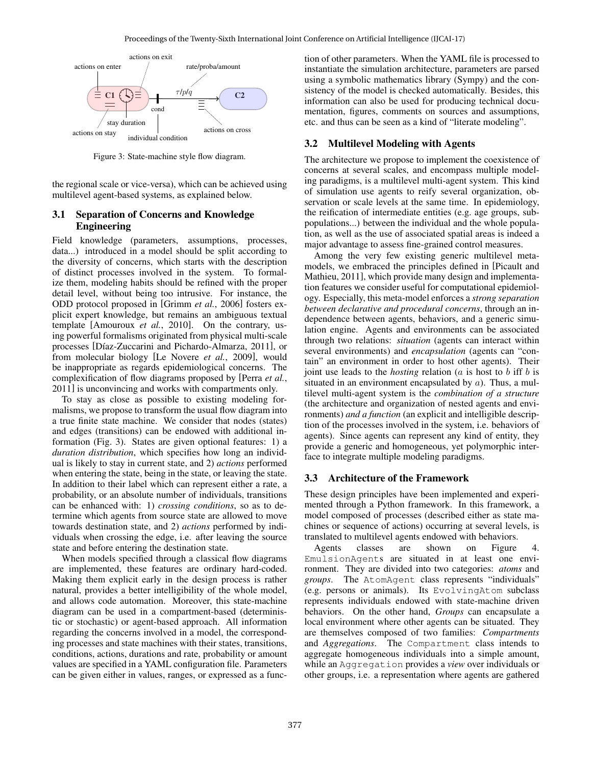Figure 3: State-machine style flow diagram.

the regional scale or vice-versa), which can be achieved using multilevel agent-based systems, as explained below.

### 3.1 Separation of Concerns and Knowledge Engineering

Field knowledge (parameters, assumptions, processes, data...) introduced in a model should be split according to the diversity of concerns, which starts with the description of distinct processes involved in the system. To formalize them, modeling habits should be refined with the proper detail level, without being too intrusive. For instance, the ODD protocol proposed in [Grimm *et al.*, 2006] fosters explicit expert knowledge, but remains an ambiguous textual template [Amouroux *et al.*, 2010]. On the contrary, using powerful formalisms originated from physical multi-scale processes [Díaz-Zuccarini and Pichardo-Almarza, 2011], or from molecular biology [Le Novere *et al.*, 2009], would be inappropriate as regards epidemiological concerns. The complexification of flow diagrams proposed by [Perra *et al.*, 2011] is unconvincing and works with compartments only.

To stay as close as possible to existing modeling formalisms, we propose to transform the usual flow diagram into a true finite state machine. We consider that nodes (states) and edges (transitions) can be endowed with additional information (Fig. 3). States are given optional features: 1) a *duration distribution*, which specifies how long an individual is likely to stay in current state, and 2) *actions* performed when entering the state, being in the state, or leaving the state. In addition to their label which can represent either a rate, a probability, or an absolute number of individuals, transitions can be enhanced with: 1) *crossing conditions*, so as to determine which agents from source state are allowed to move towards destination state, and 2) *actions* performed by individuals when crossing the edge, i.e. after leaving the source state and before entering the destination state.

When models specified through a classical flow diagrams are implemented, these features are ordinary hard-coded. Making them explicit early in the design process is rather natural, provides a better intelligibility of the whole model, and allows code automation. Moreover, this state-machine diagram can be used in a compartment-based (deterministic or stochastic) or agent-based approach. All information regarding the concerns involved in a model, the corresponding processes and state machines with their states, transitions, conditions, actions, durations and rate, probability or amount values are specified in a YAML configuration file. Parameters can be given either in values, ranges, or expressed as a function of other parameters. When the YAML file is processed to instantiate the simulation architecture, parameters are parsed using a symbolic mathematics library (Sympy) and the consistency of the model is checked automatically. Besides, this information can also be used for producing technical documentation, figures, comments on sources and assumptions, etc. and thus can be seen as a kind of "literate modeling".

### 3.2 Multilevel Modeling with Agents

The architecture we propose to implement the coexistence of concerns at several scales, and encompass multiple modeling paradigms, is a multilevel multi-agent system. This kind of simulation use agents to reify several organization, observation or scale levels at the same time. In epidemiology, the reification of intermediate entities (e.g. age groups, subpopulations...) between the individual and the whole population, as well as the use of associated spatial areas is indeed a major advantage to assess fine-grained control measures.

Among the very few existing generic multilevel metamodels, we embraced the principles defined in [Picault and Mathieu, 2011], which provide many design and implementation features we consider useful for computational epidemiology. Especially, this meta-model enforces a *strong separation between declarative and procedural concerns*, through an independence between agents, behaviors, and a generic simulation engine. Agents and environments can be associated through two relations: *situation* (agents can interact within several environments) and *encapsulation* (agents can "contain" an environment in order to host other agents). Their joint use leads to the *hosting* relation ($a$ is host to $b$ iff $b$ is situated in an environment encapsulated by $a$). Thus, a multilevel multi-agent system is the *combination of a structure* (the architecture and organization of nested agents and environments) *and a function* (an explicit and intelligible description of the processes involved in the system, i.e. behaviors of agents). Since agents can represent any kind of entity, they provide a generic and homogeneous, yet polymorphic interface to integrate multiple modeling paradigms.

### 3.3 Architecture of the Framework

These design principles have been implemented and experimented through a Python framework. In this framework, a model composed of processes (described either as state machines or sequence of actions) occurring at several levels, is translated to multilevel agents endowed with behaviors.

Agents classes are shown on Figure 4. `EmulsionAgents` are situated in at least one environment. They are divided into two categories: *atoms* and *groups*. The `AtomAgent` class represents "individuals" (e.g. persons or animals). Its `EvolvingAtom` subclass represents individuals endowed with state-machine driven behaviors. On the other hand, *Groups* can encapsulate a local environment where other agents can be situated. They are themselves composed of two families: *Compartments* and *Aggregations*. The `Compartment` class intends to aggregate homogeneous individuals into a simple amount, while an `Aggregation` provides a *view* over individuals or other groups, i.e. a representation where agents are gathered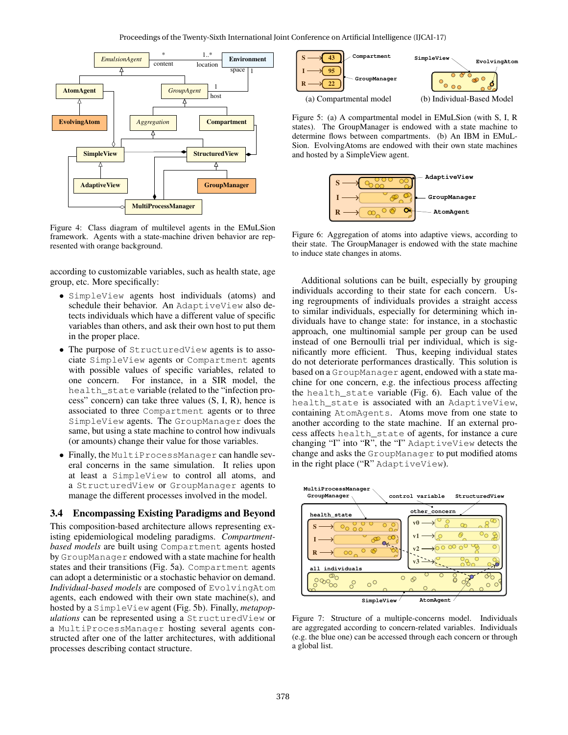Figure 4: Class diagram of multilevel agents in the EMuLSion framework. Agents with a state-machine driven behavior are represented with orange background.

according to customizable variables, such as health state, age group, etc. More specifically:

- `SimpleView` agents host individuals (atoms) and schedule their behavior. An `AdaptiveView` also detects individuals which have a different value of specific variables than others, and ask their own host to put them in the proper place.
- The purpose of `StructuredView` agents is to associate `SimpleView` agents or `Compartment` agents with possible values of specific variables, related to one concern. For instance, in a SIR model, the `health_state` variable (related to the "infection process" concern) can take three values (S, I, R), hence is associated to three `Compartment` agents or to three `SimpleView` agents. The `GroupManager` does the same, but using a state machine to control how indivuals (or amounts) change their value for those variables.
- Finally, the `MultiProcessManager` can handle several concerns in the same simulation. It relies upon at least a `SimpleView` to control all atoms, and a `StructuredView` or `GroupManager` agents to manage the different processes involved in the model.

### 3.4 Encompassing Existing Paradigms and Beyond

This composition-based architecture allows representing existing epidemiological modeling paradigms. *Compartment-based models* are built using `Compartment` agents hosted by `GroupManager` endowed with a state machine for health states and their transitions (Fig. 5a). `Compartment` agents can adopt a deterministic or a stochastic behavior on demand. *Individual-based models* are composed of `EvolvingAtom` agents, each endowed with their own state machine(s), and hosted by a `SimpleView` agent (Fig. 5b). Finally, *metapopulations* can be represented using a `StructuredView` or a `MultiProcessManager` hosting several agents constructed after one of the latter architectures, with additional processes describing contact structure.

(a) Compartmental model (b) Individual-Based Model

Figure 5: (a) A compartmental model in EMuLSion (with S, I, R states). The GroupManager is endowed with a state machine to determine flows between compartments. (b) An IBM in EMuLSion. EvolvingAtoms are endowed with their own state machines and hosted by a SimpleView agent.

Figure 6: Aggregation of atoms into adaptive views, according to their state. The GroupManager is endowed with the state machine to induce state changes in atoms.

Additional solutions can be built, especially by grouping individuals according to their state for each concern. Using regroupments of individuals provides a straight access to similar individuals, especially for determining which individuals have to change state: for instance, in a stochastic approach, one multinomial sample per group can be used instead of one Bernoulli trial per individual, which is significantly more efficient. Thus, keeping individual states do not deteriorate performances drastically. This solution is based on a `GroupManager` agent, endowed with a state machine for one concern, e.g. the infectious process affecting the `health_state` variable (Fig. 6). Each value of the `health_state` is associated with an `AdaptiveView`, containing `AtomAgents`. Atoms move from one state to another according to the state machine. If an external process affects `health_state` of agents, for instance a cure changing "I" into "R", the "I" `AdaptiveView` detects the change and asks the `GroupManager` to put modified atoms in the right place ("R" `AdaptiveView`).

Figure 7: Structure of a multiple-concerns model. Individuals are aggregated according to concern-related variables. Individuals (e.g. the blue one) can be accessed through each concern or through a global list.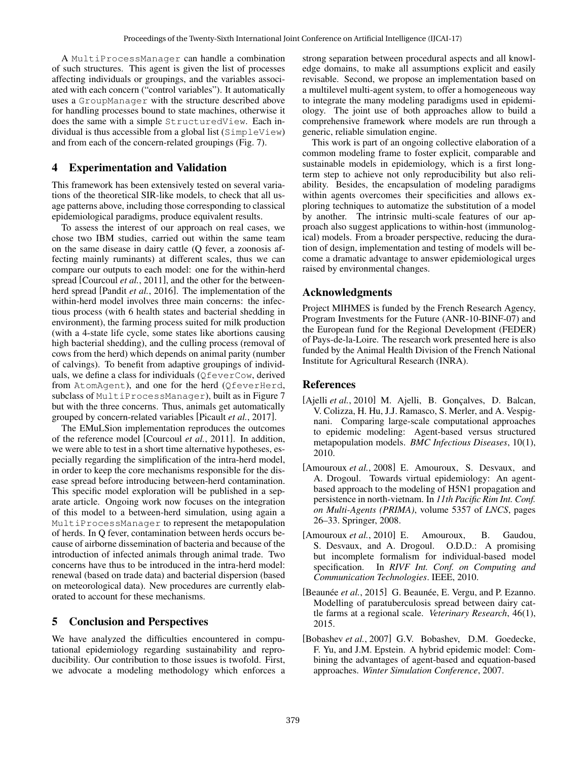A `MultiProcessManager` can handle a combination of such structures. This agent is given the list of processes affecting individuals or groupings, and the variables associated with each concern ("control variables"). It automatically uses a `GroupManager` with the structure described above for handling processes bound to state machines, otherwise it does the same with a simple `StructuredView`. Each individual is thus accessible from a global list (`SimpleView`) and from each of the concern-related groupings (Fig. 7).

## 4 Experimentation and Validation

This framework has been extensively tested on several variations of the theoretical SIR-like models, to check that all usage patterns above, including those corresponding to classical epidemiological paradigms, produce equivalent results.

To assess the interest of our approach on real cases, we chose two IBM studies, carried out within the same team on the same disease in dairy cattle (Q fever, a zoonosis affecting mainly ruminants) at different scales, thus we can compare our outputs to each model: one for the within-herd spread [Courcoul *et al.*, 2011], and the other for the between-herd spread [Pandit *et al.*, 2016]. The implementation of the within-herd model involves three main concerns: the infectious process (with 6 health states and bacterial shedding in environment), the farming process suited for milk production (with a 4-state life cycle, some states like abortions causing high bacterial shedding), and the culling process (removal of cows from the herd) which depends on animal parity (number of calvings). To benefit from adaptive groupings of individuals, we define a class for individuals (`QfeverCow`, derived from `AtomAgent`), and one for the herd (`QfeverHerd`, subclass of `MultiProcessManager`), built as in Figure 7 but with the three concerns. Thus, animals get automatically grouped by concern-related variables [Picault *et al.*, 2017].

The EMuLSion implementation reproduces the outcomes of the reference model [Courcoul *et al.*, 2011]. In addition, we were able to test in a short time alternative hypotheses, especially regarding the simplification of the intra-herd model, in order to keep the core mechanisms responsible for the disease spread before introducing between-herd contamination. This specific model exploration will be published in a separate article. Ongoing work now focuses on the integration of this model to a between-herd simulation, using again a `MultiProcessManager` to represent the metapopulation of herds. In Q fever, contamination between herds occurs because of airborne dissemination of bacteria and because of the introduction of infected animals through animal trade. Two concerns have thus to be introduced in the intra-herd model: renewal (based on trade data) and bacterial dispersion (based on meteorological data). New procedures are currently elaborated to account for these mechanisms.

## 5 Conclusion and Perspectives

We have analyzed the difficulties encountered in computational epidemiology regarding sustainability and reproducibility. Our contribution to those issues is twofold. First, we advocate a modeling methodology which enforces a strong separation between procedural aspects and all knowledge domains, to make all assumptions explicit and easily revisable. Second, we propose an implementation based on a multilevel multi-agent system, to offer a homogeneous way to integrate the many modeling paradigms used in epidemiology. The joint use of both approaches allow to build a comprehensive framework where models are run through a generic, reliable simulation engine.

This work is part of an ongoing collective elaboration of a common modeling frame to foster explicit, comparable and sustainable models in epidemiology, which is a first long-term step to achieve not only reproducibility but also reliability. Besides, the encapsulation of modeling paradigms within agents overcomes their specificities and allows exploring techniques to automatize the substitution of a model by another. The intrinsic multi-scale features of our approach also suggest applications to within-host (immunological) models. From a broader perspective, reducing the duration of design, implementation and testing of models will become a dramatic advantage to answer epidemiological urges raised by environmental changes.

## Acknowledgments

Project MIHMES is funded by the French Research Agency, Program Investments for the Future (ANR-10-BINF-07) and the European fund for the Regional Development (FEDER) of Pays-de-la-Loire. The research work presented here is also funded by the Animal Health Division of the French National Institute for Agricultural Research (INRA).

## References

[Ajelli *et al.*, 2010] M. Ajelli, B. Gonçalves, D. Balcan, V. Colizza, H. Hu, J.J. Ramasco, S. Merler, and A. Vespignani. Comparing large-scale computational approaches to epidemic modeling: Agent-based versus structured metapopulation models. *BMC Infectious Diseases*, 10(1), 2010.

[Amouroux *et al.*, 2008] E. Amouroux, S. Desvaux, and A. Drogoul. Towards virtual epidemiology: An agent-based approach to the modeling of H5N1 propagation and persistence in north-vietnam. In *11th Pacific Rim Int. Conf. on Multi-Agents (PRIMA)*, volume 5357 of *LNCS*, pages 26–33. Springer, 2008.

[Amouroux *et al.*, 2010] E. Amouroux, B. Gaudou, S. Desvaux, and A. Drogoul. O.D.D.: A promising but incomplete formalism for individual-based model specification. In *RIVF Int. Conf. on Computing and Communication Technologies*. IEEE, 2010.

[Beaunée *et al.*, 2015] G. Beaunée, E. Vergu, and P. Ezanno. Modelling of paratuberculosis spread between dairy cattle farms at a regional scale. *Veterinary Research*, 46(1), 2015.

[Bobashev *et al.*, 2007] G.V. Bobashev, D.M. Goedecke, F. Yu, and J.M. Epstein. A hybrid epidemic model: Combining the advantages of agent-based and equation-based approaches. *Winter Simulation Conference*, 2007.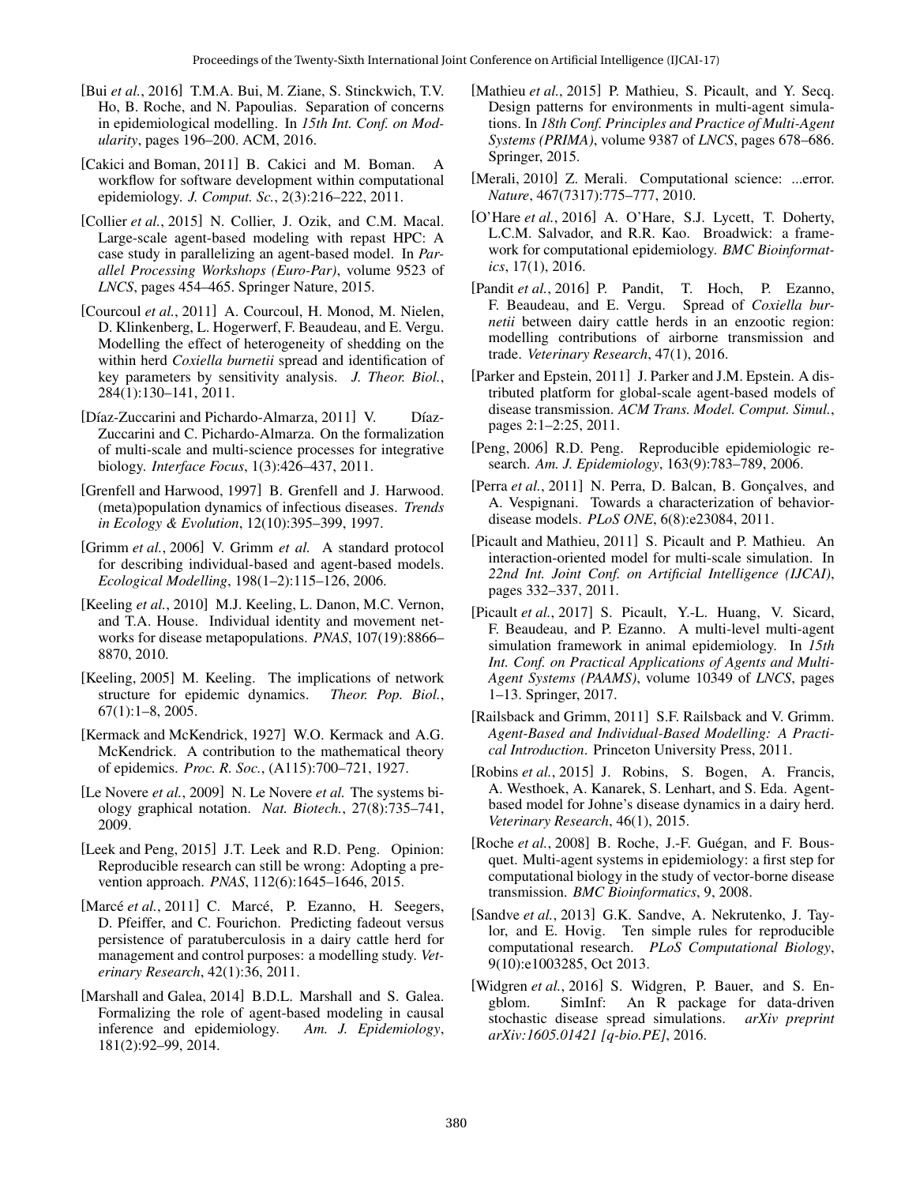[Bui *et al.*, 2016] T.M.A. Bui, M. Ziane, S. Stinckwich, T.V. Ho, B. Roche, and N. Papoulias. Separation of concerns in epidemiological modelling. In *15th Int. Conf. on Modularity*, pages 196–200. ACM, 2016.

[Cakici and Boman, 2011] B. Cakici and M. Boman. A workflow for software development within computational epidemiology. *J. Comput. Sc.*, 2(3):216–222, 2011.

[Collier *et al.*, 2015] N. Collier, J. Ozik, and C.M. Macal. Large-scale agent-based modeling with repast HPC: A case study in parallelizing an agent-based model. In *Parallel Processing Workshops (Euro-Par)*, volume 9523 of *LNCS*, pages 454–465. Springer Nature, 2015.

[Courcoul *et al.*, 2011] A. Courcoul, H. Monod, M. Nielen, D. Klinkenberg, L. Hogerwerf, F. Beaudeau, and E. Vergu. Modelling the effect of heterogeneity of shedding on the within herd *Coxiella burnetii* spread and identification of key parameters by sensitivity analysis. *J. Theor. Biol.*, 284(1):130–141, 2011.

[Díaz-Zuccarini and Pichardo-Almarza, 2011] V. Díaz-Zuccarini and C. Pichardo-Almarza. On the formalization of multi-scale and multi-science processes for integrative biology. *Interface Focus*, 1(3):426–437, 2011.

[Grenfell and Harwood, 1997] B. Grenfell and J. Harwood. (meta)population dynamics of infectious diseases. *Trends in Ecology & Evolution*, 12(10):395–399, 1997.

[Grimm *et al.*, 2006] V. Grimm *et al.* A standard protocol for describing individual-based and agent-based models. *Ecological Modelling*, 198(1–2):115–126, 2006.

[Keeling *et al.*, 2010] M.J. Keeling, L. Danon, M.C. Vernon, and T.A. House. Individual identity and movement networks for disease metapopulations. *PNAS*, 107(19):8866–8870, 2010.

[Keeling, 2005] M. Keeling. The implications of network structure for epidemic dynamics. *Theor. Pop. Biol.*, 67(1):1–8, 2005.

[Kermack and McKendrick, 1927] W.O. Kermack and A.G. McKendrick. A contribution to the mathematical theory of epidemics. *Proc. R. Soc.*, (A115):700–721, 1927.

[Le Novere *et al.*, 2009] N. Le Novere *et al.* The systems biology graphical notation. *Nat. Biotech.*, 27(8):735–741, 2009.

[Leek and Peng, 2015] J.T. Leek and R.D. Peng. Opinion: Reproducible research can still be wrong: Adopting a prevention approach. *PNAS*, 112(6):1645–1646, 2015.

[Marcé *et al.*, 2011] C. Marcé, P. Ezanno, H. Seegers, D. Pfeiffer, and C. Fourichon. Predicting fadeout versus persistence of paratuberculosis in a dairy cattle herd for management and control purposes: a modelling study. *Veterinary Research*, 42(1):36, 2011.

[Marshall and Galea, 2014] B.D.L. Marshall and S. Galea. Formalizing the role of agent-based modeling in causal inference and epidemiology. *Am. J. Epidemiology*, 181(2):92–99, 2014.

[Mathieu *et al.*, 2015] P. Mathieu, S. Picault, and Y. Secq. Design patterns for environments in multi-agent simulations. In *18th Conf. Principles and Practice of Multi-Agent Systems (PRIMA)*, volume 9387 of *LNCS*, pages 678–686. Springer, 2015.

[Merali, 2010] Z. Merali. Computational science: ...error. *Nature*, 467(7317):775–777, 2010.

[O'Hare *et al.*, 2016] A. O'Hare, S.J. Lycett, T. Doherty, L.C.M. Salvador, and R.R. Kao. Broadwick: a framework for computational epidemiology. *BMC Bioinformatics*, 17(1), 2016.

[Pandit *et al.*, 2016] P. Pandit, T. Hoch, P. Ezanno, F. Beaudeau, and E. Vergu. Spread of *Coxiella burnetii* between dairy cattle herds in an enzootic region: modelling contributions of airborne transmission and trade. *Veterinary Research*, 47(1), 2016.

[Parker and Epstein, 2011] J. Parker and J.M. Epstein. A distributed platform for global-scale agent-based models of disease transmission. *ACM Trans. Model. Comput. Simul.*, pages 2:1–2:25, 2011.

[Peng, 2006] R.D. Peng. Reproducible epidemiologic research. *Am. J. Epidemiology*, 163(9):783–789, 2006.

[Perra *et al.*, 2011] N. Perra, D. Balcan, B. Gonçalves, and A. Vespignani. Towards a characterization of behavior-disease models. *PLoS ONE*, 6(8):e23084, 2011.

[Picault and Mathieu, 2011] S. Picault and P. Mathieu. An interaction-oriented model for multi-scale simulation. In *22nd Int. Joint Conf. on Artificial Intelligence (IJCAI)*, pages 332–337, 2011.

[Picault *et al.*, 2017] S. Picault, Y.-L. Huang, V. Sicard, F. Beaudeau, and P. Ezanno. A multi-level multi-agent simulation framework in animal epidemiology. In *15th Int. Conf. on Practical Applications of Agents and Multi-Agent Systems (PAAMS)*, volume 10349 of *LNCS*, pages 1–13. Springer, 2017.

[Railsback and Grimm, 2011] S.F. Railsback and V. Grimm. *Agent-Based and Individual-Based Modelling: A Practical Introduction*. Princeton University Press, 2011.

[Robins *et al.*, 2015] J. Robins, S. Bogen, A. Francis, A. Westhoek, A. Kanarek, S. Lenhart, and S. Eda. Agent-based model for Johne's disease dynamics in a dairy herd. *Veterinary Research*, 46(1), 2015.

[Roche *et al.*, 2008] B. Roche, J.-F. Guégan, and F. Bousquet. Multi-agent systems in epidemiology: a first step for computational biology in the study of vector-borne disease transmission. *BMC Bioinformatics*, 9, 2008.

[Sandve *et al.*, 2013] G.K. Sandve, A. Nekrutenko, J. Taylor, and E. Hovig. Ten simple rules for reproducible computational research. *PLoS Computational Biology*, 9(10):e1003285, Oct 2013.

[Widgren *et al.*, 2016] S. Widgren, P. Bauer, and S. Engblom. SimInf: An R package for data-driven stochastic disease spread simulations. *arXiv preprint arXiv:1605.01421 [q-bio.PE]*, 2016.